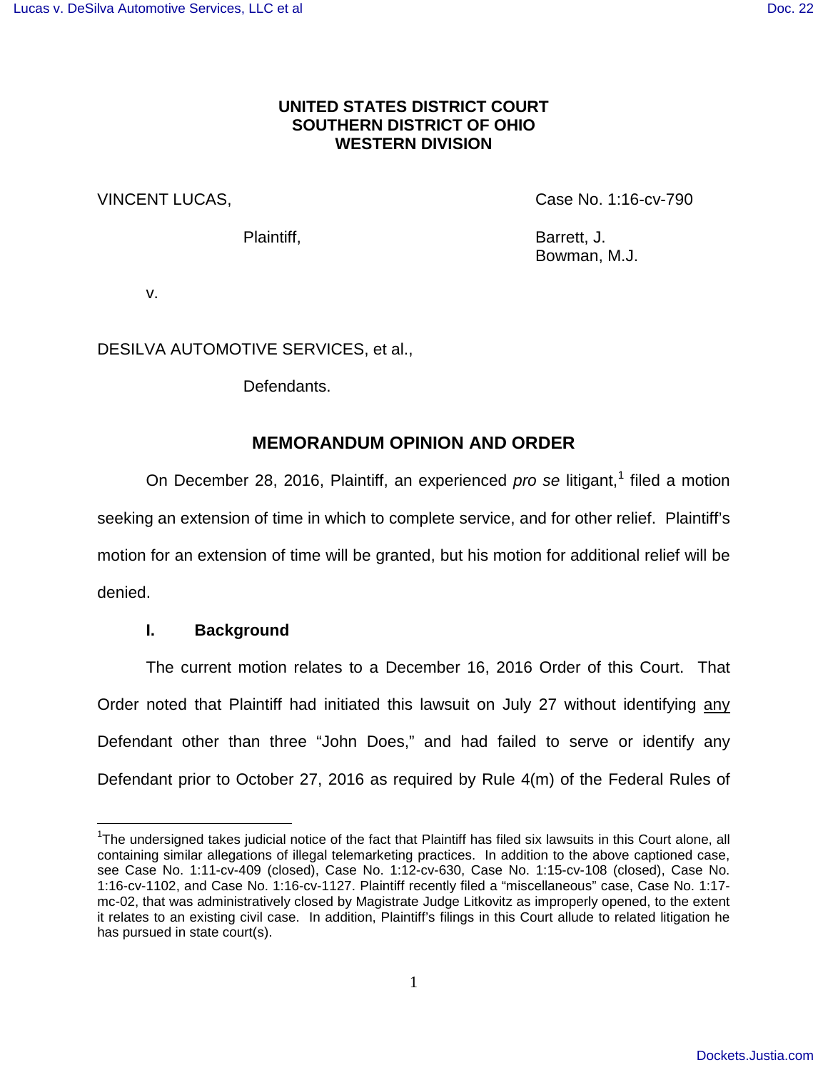**UNITED STATES DISTRICT COURT**
**SOUTHERN DISTRICT OF OHIO**
**WESTERN DIVISION**

VINCENT LUCAS,

Plaintiff,

v.

DESILVA AUTOMOTIVE SERVICES, et al.,

Defendants.

Case No. 1:16-cv-790

Barrett, J.
Bowman, M.J.

## MEMORANDUM OPINION AND ORDER

On December 28, 2016, Plaintiff, an experienced *pro se* litigant,[1] filed a motion seeking an extension of time in which to complete service, and for other relief. Plaintiff's motion for an extension of time will be granted, but his motion for additional relief will be denied.

### I. Background

The current motion relates to a December 16, 2016 Order of this Court. That Order noted that Plaintiff had initiated this lawsuit on July 27 without identifying any Defendant other than three "John Does," and had failed to serve or identify any Defendant prior to October 27, 2016 as required by Rule 4(m) of the Federal Rules of

[1]The undersigned takes judicial notice of the fact that Plaintiff has filed six lawsuits in this Court alone, all containing similar allegations of illegal telemarketing practices. In addition to the above captioned case, see Case No. 1:11-cv-409 (closed), Case No. 1:12-cv-630, Case No. 1:15-cv-108 (closed), Case No. 1:16-cv-1102, and Case No. 1:16-cv-1127. Plaintiff recently filed a "miscellaneous" case, Case No. 1:17-mc-02, that was administratively closed by Magistrate Judge Litkovitz as improperly opened, to the extent it relates to an existing civil case. In addition, Plaintiff's filings in this Court allude to related litigation he has pursued in state court(s).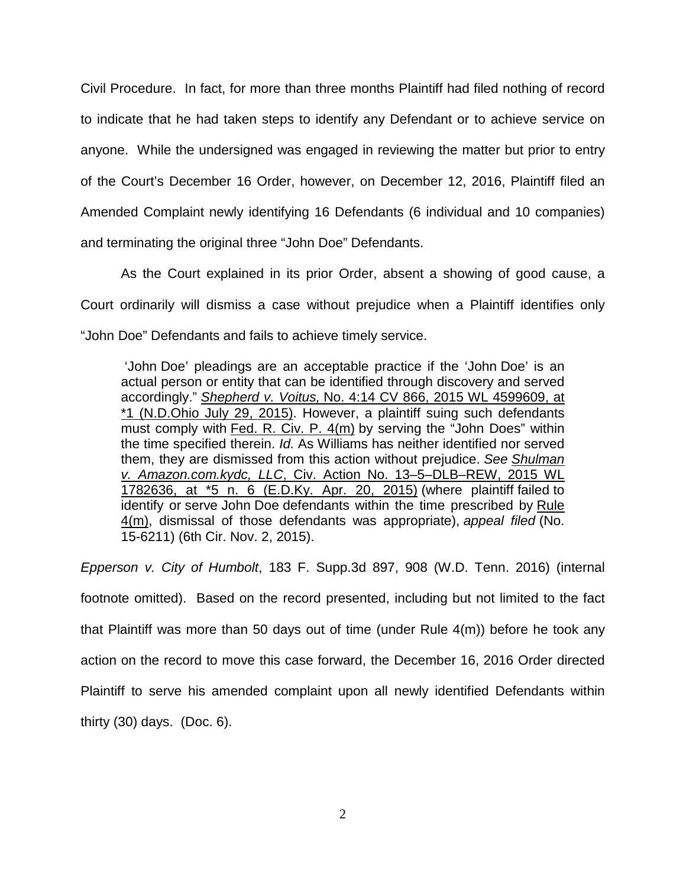Civil Procedure. In fact, for more than three months Plaintiff had filed nothing of record to indicate that he had taken steps to identify any Defendant or to achieve service on anyone. While the undersigned was engaged in reviewing the matter but prior to entry of the Court's December 16 Order, however, on December 12, 2016, Plaintiff filed an Amended Complaint newly identifying 16 Defendants (6 individual and 10 companies) and terminating the original three "John Doe" Defendants.

As the Court explained in its prior Order, absent a showing of good cause, a Court ordinarily will dismiss a case without prejudice when a Plaintiff identifies only "John Doe" Defendants and fails to achieve timely service.

> 'John Doe' pleadings are an acceptable practice if the 'John Doe' is an actual person or entity that can be identified through discovery and served accordingly." *Shepherd v. Voitus,* No. 4:14 CV 866, 2015 WL 4599609, at *1 (N.D.Ohio July 29, 2015). However, a plaintiff suing such defendants must comply with Fed. R. Civ. P. 4(m) by serving the "John Does" within the time specified therein. *Id.* As Williams has neither identified nor served them, they are dismissed from this action without prejudice. *See Shulman v. Amazon.com.kydc, LLC*, Civ. Action No. 13–5–DLB–REW, 2015 WL 1782636, at *5 n. 6 (E.D.Ky. Apr. 20, 2015) (where plaintiff failed to identify or serve John Doe defendants within the time prescribed by Rule 4(m), dismissal of those defendants was appropriate), *appeal filed* (No. 15-6211) (6th Cir. Nov. 2, 2015).

*Epperson v. City of Humbolt*, 183 F. Supp.3d 897, 908 (W.D. Tenn. 2016) (internal footnote omitted). Based on the record presented, including but not limited to the fact that Plaintiff was more than 50 days out of time (under Rule 4(m)) before he took any action on the record to move this case forward, the December 16, 2016 Order directed Plaintiff to serve his amended complaint upon all newly identified Defendants within thirty (30) days. (Doc. 6).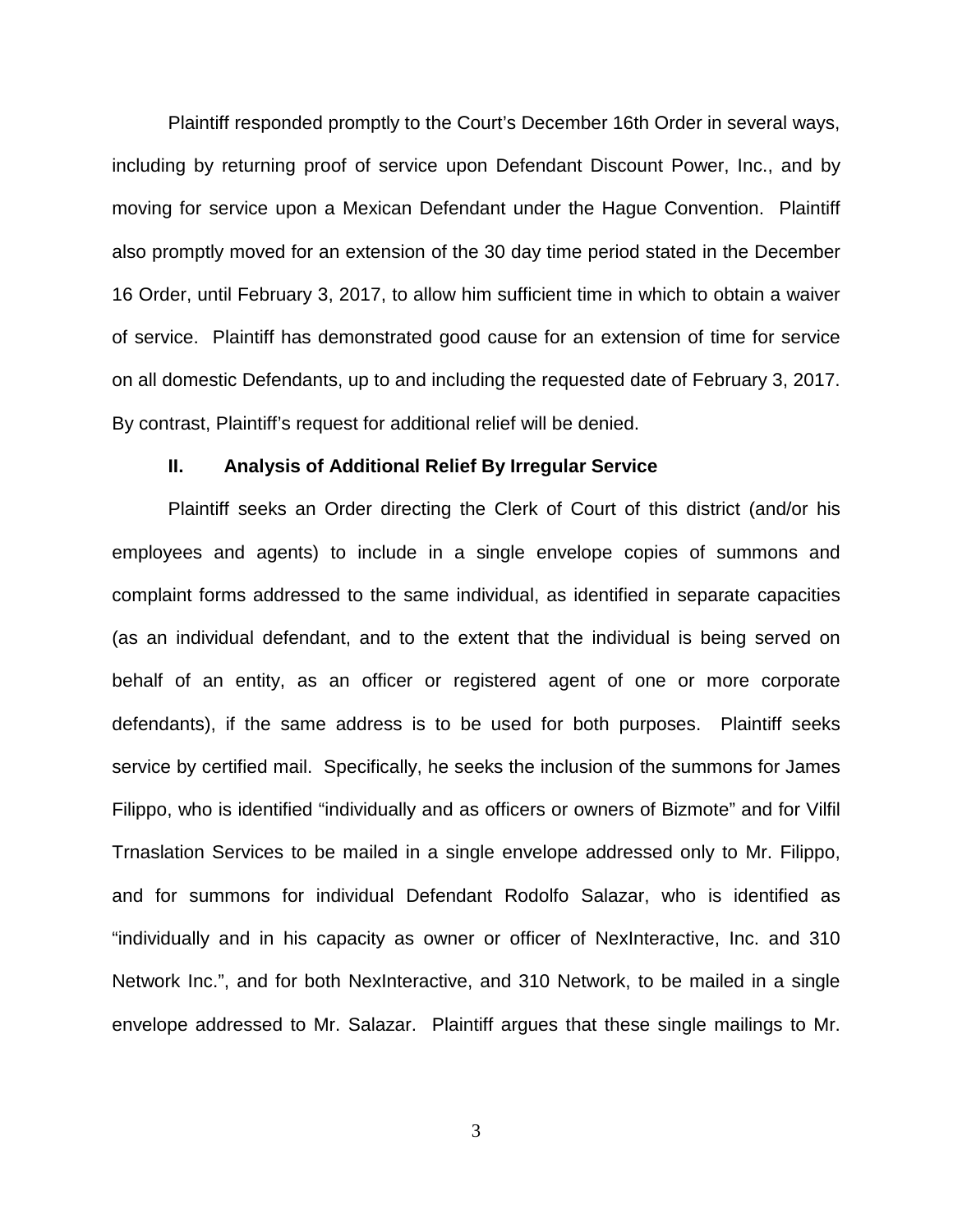Plaintiff responded promptly to the Court's December 16th Order in several ways, including by returning proof of service upon Defendant Discount Power, Inc., and by moving for service upon a Mexican Defendant under the Hague Convention. Plaintiff also promptly moved for an extension of the 30 day time period stated in the December 16 Order, until February 3, 2017, to allow him sufficient time in which to obtain a waiver of service. Plaintiff has demonstrated good cause for an extension of time for service on all domestic Defendants, up to and including the requested date of February 3, 2017. By contrast, Plaintiff's request for additional relief will be denied.

## II. Analysis of Additional Relief By Irregular Service

Plaintiff seeks an Order directing the Clerk of Court of this district (and/or his employees and agents) to include in a single envelope copies of summons and complaint forms addressed to the same individual, as identified in separate capacities (as an individual defendant, and to the extent that the individual is being served on behalf of an entity, as an officer or registered agent of one or more corporate defendants), if the same address is to be used for both purposes. Plaintiff seeks service by certified mail. Specifically, he seeks the inclusion of the summons for James Filippo, who is identified "individually and as officers or owners of Bizmote" and for Vilfil Trnaslation Services to be mailed in a single envelope addressed only to Mr. Filippo, and for summons for individual Defendant Rodolfo Salazar, who is identified as "individually and in his capacity as owner or officer of NexInteractive, Inc. and 310 Network Inc.", and for both NexInteractive, and 310 Network, to be mailed in a single envelope addressed to Mr. Salazar. Plaintiff argues that these single mailings to Mr.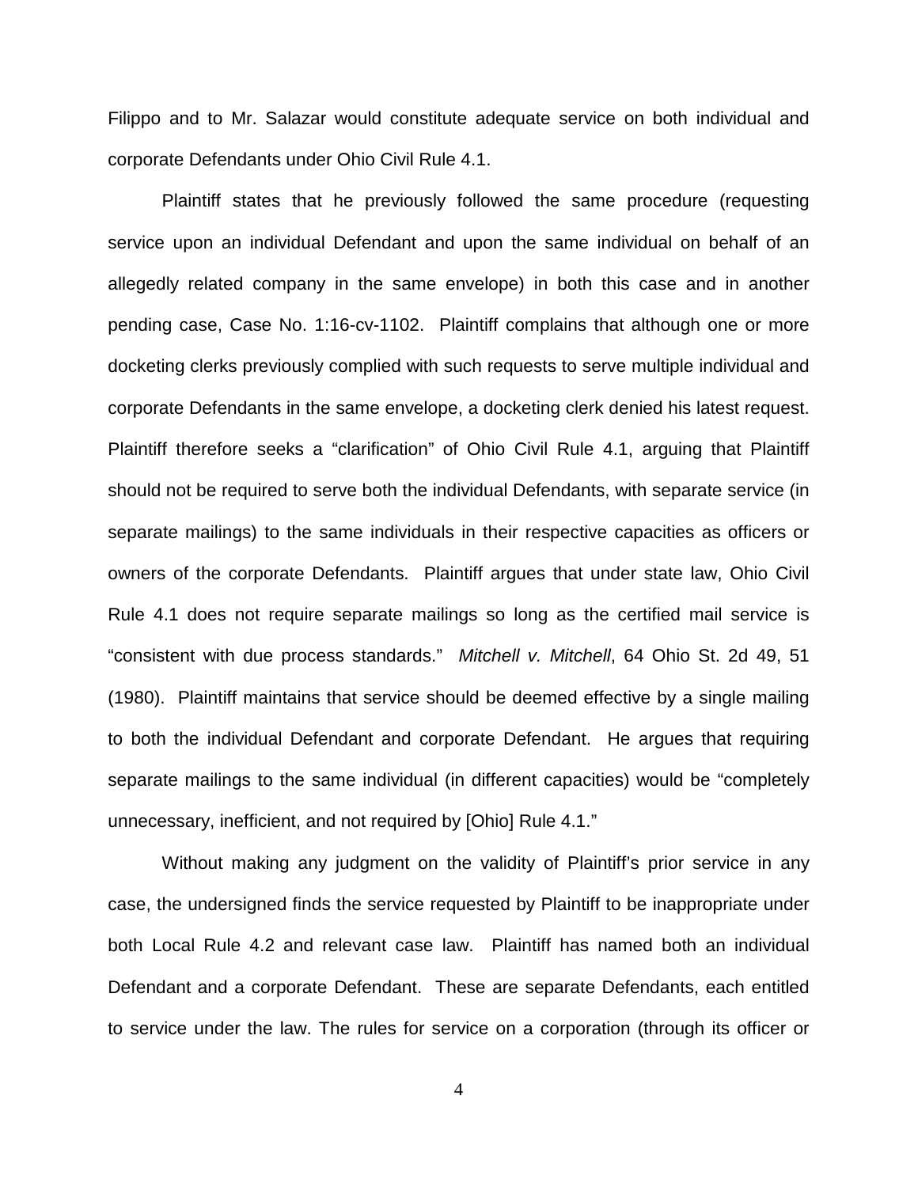Filippo and to Mr. Salazar would constitute adequate service on both individual and corporate Defendants under Ohio Civil Rule 4.1.

Plaintiff states that he previously followed the same procedure (requesting service upon an individual Defendant and upon the same individual on behalf of an allegedly related company in the same envelope) in both this case and in another pending case, Case No. 1:16-cv-1102. Plaintiff complains that although one or more docketing clerks previously complied with such requests to serve multiple individual and corporate Defendants in the same envelope, a docketing clerk denied his latest request. Plaintiff therefore seeks a "clarification" of Ohio Civil Rule 4.1, arguing that Plaintiff should not be required to serve both the individual Defendants, with separate service (in separate mailings) to the same individuals in their respective capacities as officers or owners of the corporate Defendants. Plaintiff argues that under state law, Ohio Civil Rule 4.1 does not require separate mailings so long as the certified mail service is "consistent with due process standards." *Mitchell v. Mitchell*, 64 Ohio St. 2d 49, 51 (1980). Plaintiff maintains that service should be deemed effective by a single mailing to both the individual Defendant and corporate Defendant. He argues that requiring separate mailings to the same individual (in different capacities) would be "completely unnecessary, inefficient, and not required by [Ohio] Rule 4.1."

Without making any judgment on the validity of Plaintiff's prior service in any case, the undersigned finds the service requested by Plaintiff to be inappropriate under both Local Rule 4.2 and relevant case law. Plaintiff has named both an individual Defendant and a corporate Defendant. These are separate Defendants, each entitled to service under the law. The rules for service on a corporation (through its officer or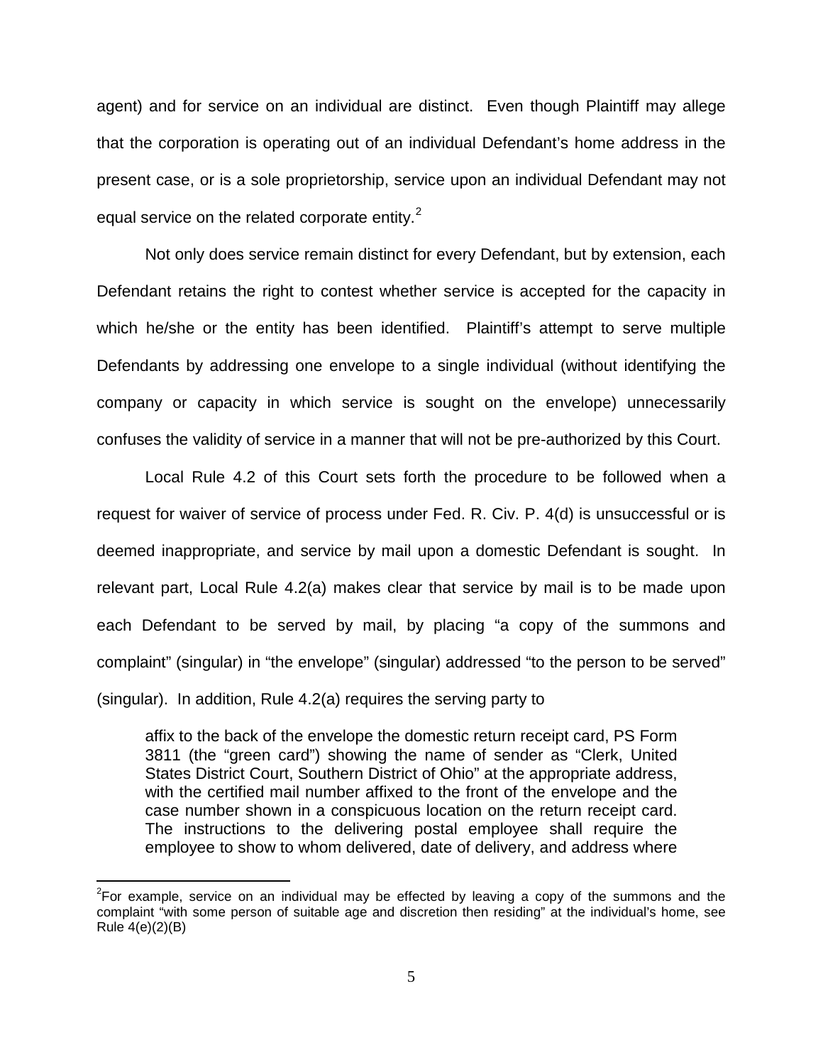agent) and for service on an individual are distinct. Even though Plaintiff may allege that the corporation is operating out of an individual Defendant's home address in the present case, or is a sole proprietorship, service upon an individual Defendant may not equal service on the related corporate entity.[2]

Not only does service remain distinct for every Defendant, but by extension, each Defendant retains the right to contest whether service is accepted for the capacity in which he/she or the entity has been identified. Plaintiff's attempt to serve multiple Defendants by addressing one envelope to a single individual (without identifying the company or capacity in which service is sought on the envelope) unnecessarily confuses the validity of service in a manner that will not be pre-authorized by this Court.

Local Rule 4.2 of this Court sets forth the procedure to be followed when a request for waiver of service of process under Fed. R. Civ. P. 4(d) is unsuccessful or is deemed inappropriate, and service by mail upon a domestic Defendant is sought. In relevant part, Local Rule 4.2(a) makes clear that service by mail is to be made upon each Defendant to be served by mail, by placing "a copy of the summons and complaint" (singular) in "the envelope" (singular) addressed "to the person to be served" (singular). In addition, Rule 4.2(a) requires the serving party to

> affix to the back of the envelope the domestic return receipt card, PS Form 3811 (the "green card") showing the name of sender as "Clerk, United States District Court, Southern District of Ohio" at the appropriate address, with the certified mail number affixed to the front of the envelope and the case number shown in a conspicuous location on the return receipt card. The instructions to the delivering postal employee shall require the employee to show to whom delivered, date of delivery, and address where

[2]For example, service on an individual may be effected by leaving a copy of the summons and the complaint "with some person of suitable age and discretion then residing" at the individual's home, see Rule 4(e)(2)(B)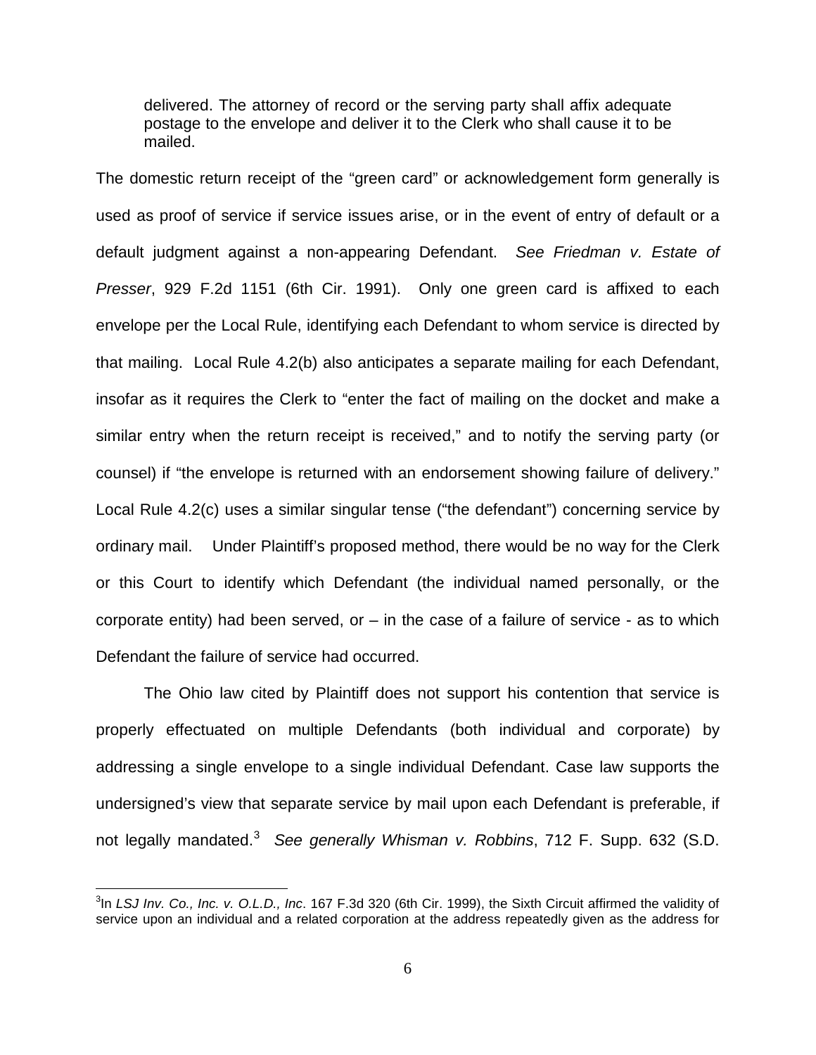> delivered. The attorney of record or the serving party shall affix adequate postage to the envelope and deliver it to the Clerk who shall cause it to be mailed.

The domestic return receipt of the "green card" or acknowledgement form generally is used as proof of service if service issues arise, or in the event of entry of default or a default judgment against a non-appearing Defendant. *See Friedman v. Estate of Presser*, 929 F.2d 1151 (6th Cir. 1991). Only one green card is affixed to each envelope per the Local Rule, identifying each Defendant to whom service is directed by that mailing. Local Rule 4.2(b) also anticipates a separate mailing for each Defendant, insofar as it requires the Clerk to "enter the fact of mailing on the docket and make a similar entry when the return receipt is received," and to notify the serving party (or counsel) if "the envelope is returned with an endorsement showing failure of delivery." Local Rule 4.2(c) uses a similar singular tense ("the defendant") concerning service by ordinary mail. Under Plaintiff's proposed method, there would be no way for the Clerk or this Court to identify which Defendant (the individual named personally, or the corporate entity) had been served, or – in the case of a failure of service - as to which Defendant the failure of service had occurred.

The Ohio law cited by Plaintiff does not support his contention that service is properly effectuated on multiple Defendants (both individual and corporate) by addressing a single envelope to a single individual Defendant. Case law supports the undersigned's view that separate service by mail upon each Defendant is preferable, if not legally mandated.[3] *See generally Whisman v. Robbins*, 712 F. Supp. 632 (S.D.

[3]In *LSJ Inv. Co., Inc. v. O.L.D., Inc*. 167 F.3d 320 (6th Cir. 1999), the Sixth Circuit affirmed the validity of service upon an individual and a related corporation at the address repeatedly given as the address for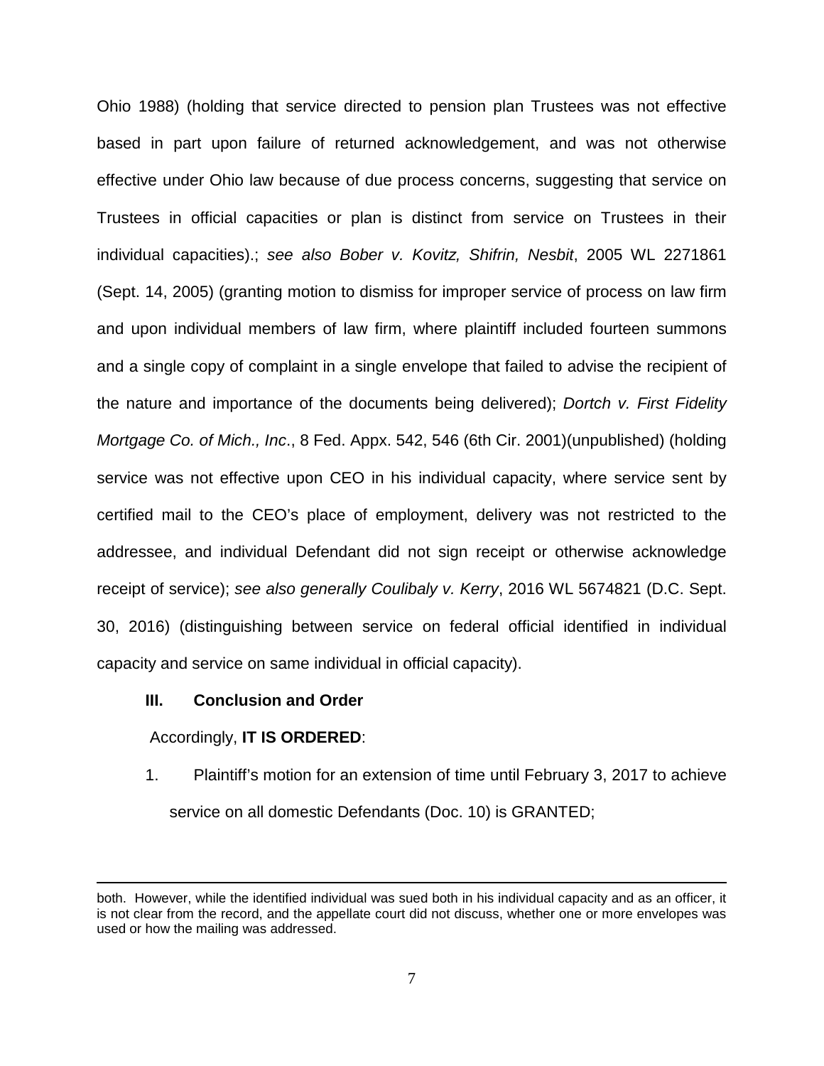Ohio 1988) (holding that service directed to pension plan Trustees was not effective based in part upon failure of returned acknowledgement, and was not otherwise effective under Ohio law because of due process concerns, suggesting that service on Trustees in official capacities or plan is distinct from service on Trustees in their individual capacities).; *see also Bober v. Kovitz, Shifrin, Nesbit*, 2005 WL 2271861 (Sept. 14, 2005) (granting motion to dismiss for improper service of process on law firm and upon individual members of law firm, where plaintiff included fourteen summons and a single copy of complaint in a single envelope that failed to advise the recipient of the nature and importance of the documents being delivered); *Dortch v. First Fidelity Mortgage Co. of Mich., Inc*., 8 Fed. Appx. 542, 546 (6th Cir. 2001)(unpublished) (holding service was not effective upon CEO in his individual capacity, where service sent by certified mail to the CEO's place of employment, delivery was not restricted to the addressee, and individual Defendant did not sign receipt or otherwise acknowledge receipt of service); *see also generally Coulibaly v. Kerry*, 2016 WL 5674821 (D.C. Sept. 30, 2016) (distinguishing between service on federal official identified in individual capacity and service on same individual in official capacity).

**III. Conclusion and Order**

Accordingly, **IT IS ORDERED**:

1. Plaintiff's motion for an extension of time until February 3, 2017 to achieve service on all domestic Defendants (Doc. 10) is GRANTED;

---

both. However, while the identified individual was sued both in his individual capacity and as an officer, it is not clear from the record, and the appellate court did not discuss, whether one or more envelopes was used or how the mailing was addressed.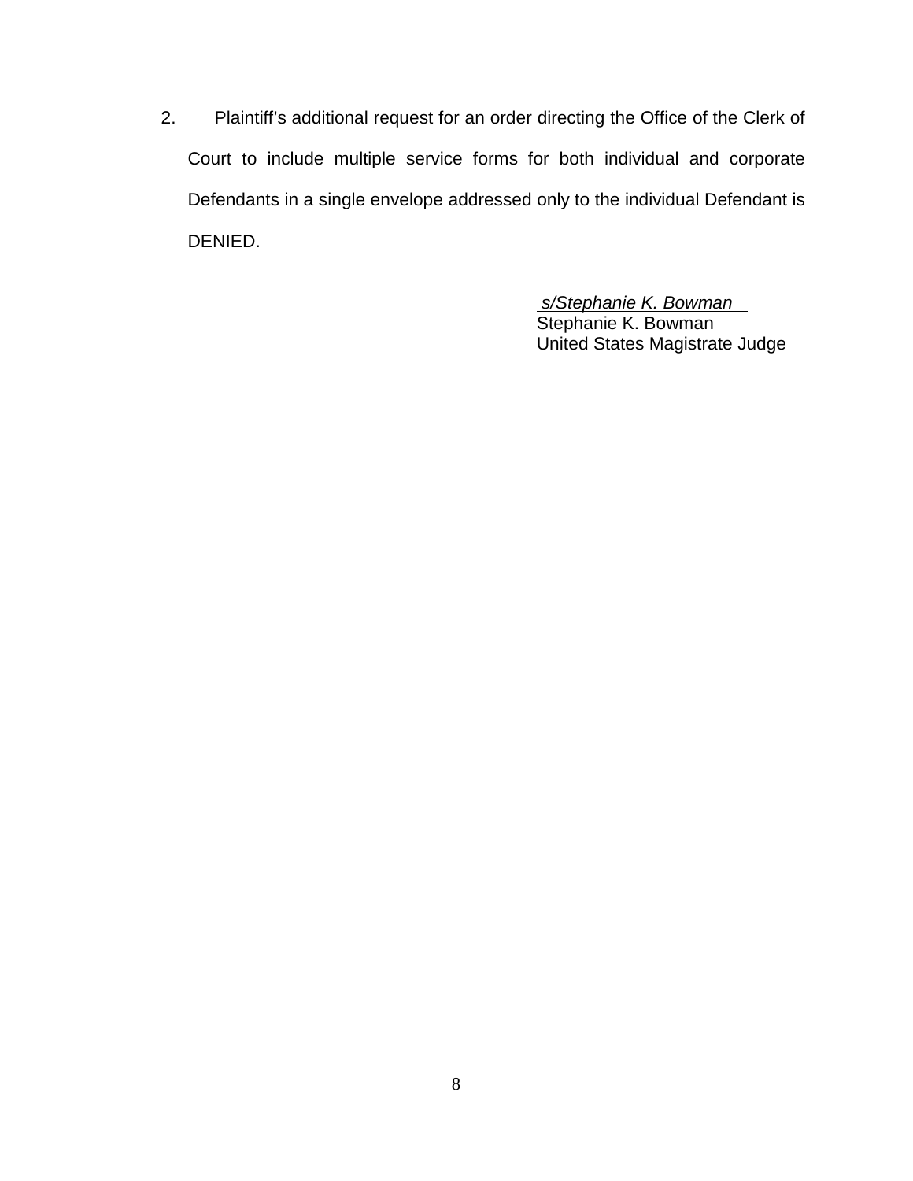2. Plaintiff's additional request for an order directing the Office of the Clerk of Court to include multiple service forms for both individual and corporate Defendants in a single envelope addressed only to the individual Defendant is DENIED.

*s/Stephanie K. Bowman*
Stephanie K. Bowman
United States Magistrate Judge